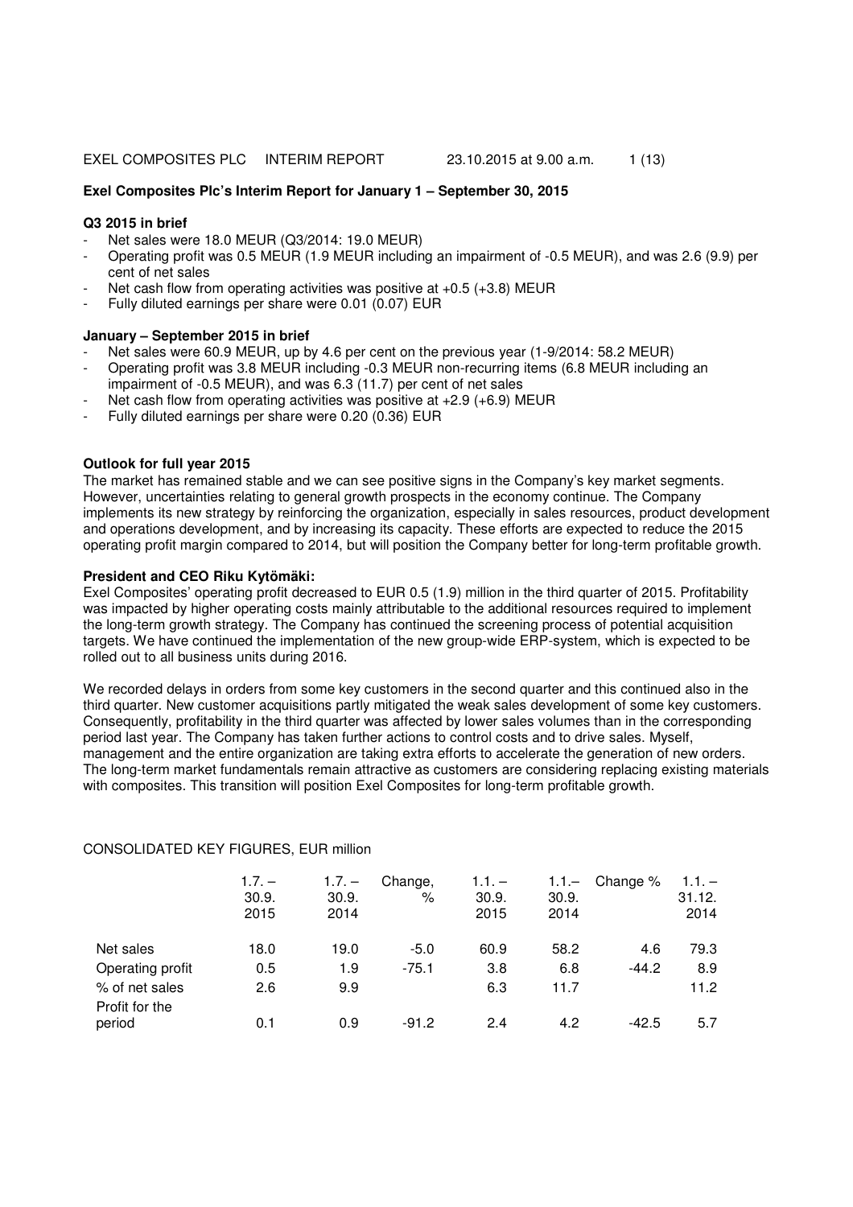# Exel Composites Plc's Interim Report for January 1 – September 30, 2015

### Q3 2015 in brief

- Net sales were 18.0 MEUR (Q3/2014: 19.0 MEUR)
- Operating profit was 0.5 MEUR (1.9 MEUR including an impairment of -0.5 MEUR), and was 2.6 (9.9) per cent of net sales
- Net cash flow from operating activities was positive at +0.5 (+3.8) MEUR
- Fully diluted earnings per share were 0.01 (0.07) EUR

### January – September 2015 in brief

- Net sales were 60.9 MEUR, up by 4.6 per cent on the previous year (1-9/2014: 58.2 MEUR)
- Operating profit was 3.8 MEUR including -0.3 MEUR non-recurring items (6.8 MEUR including an impairment of -0.5 MEUR), and was 6.3 (11.7) per cent of net sales
- Net cash flow from operating activities was positive at +2.9 (+6.9) MEUR
- Fully diluted earnings per share were 0.20 (0.36) EUR

### Outlook for full year 2015

The market has remained stable and we can see positive signs in the Company's key market segments. However, uncertainties relating to general growth prospects in the economy continue. The Company implements its new strategy by reinforcing the organization, especially in sales resources, product development and operations development, and by increasing its capacity. These efforts are expected to reduce the 2015 operating profit margin compared to 2014, but will position the Company better for long-term profitable growth.

### President and CEO Riku Kytömäki:

Exel Composites' operating profit decreased to EUR 0.5 (1.9) million in the third quarter of 2015. Profitability was impacted by higher operating costs mainly attributable to the additional resources required to implement the long-term growth strategy. The Company has continued the screening process of potential acquisition targets. We have continued the implementation of the new group-wide ERP-system, which is expected to be rolled out to all business units during 2016.

We recorded delays in orders from some key customers in the second quarter and this continued also in the third quarter. New customer acquisitions partly mitigated the weak sales development of some key customers. Consequently, profitability in the third quarter was affected by lower sales volumes than in the corresponding period last year. The Company has taken further actions to control costs and to drive sales. Myself, management and the entire organization are taking extra efforts to accelerate the generation of new orders. The long-term market fundamentals remain attractive as customers are considering replacing existing materials with composites. This transition will position Exel Composites for long-term profitable growth.

CONSOLIDATED KEY FIGURES, EUR million

| | 1.7. – 30.9. 2015 | 1.7. – 30.9. 2014 | Change, % | 1.1. – 30.9. 2015 | 1.1.– 30.9. 2014 | Change % | 1.1. – 31.12. 2014 |
|---|---|---|---|---|---|---|---|
| Net sales | 18.0 | 19.0 | -5.0 | 60.9 | 58.2 | 4.6 | 79.3 |
| Operating profit | 0.5 | 1.9 | -75.1 | 3.8 | 6.8 | -44.2 | 8.9 |
| % of net sales | 2.6 | 9.9 | | 6.3 | 11.7 | | 11.2 |
| Profit for the period | 0.1 | 0.9 | -91.2 | 2.4 | 4.2 | -42.5 | 5.7 |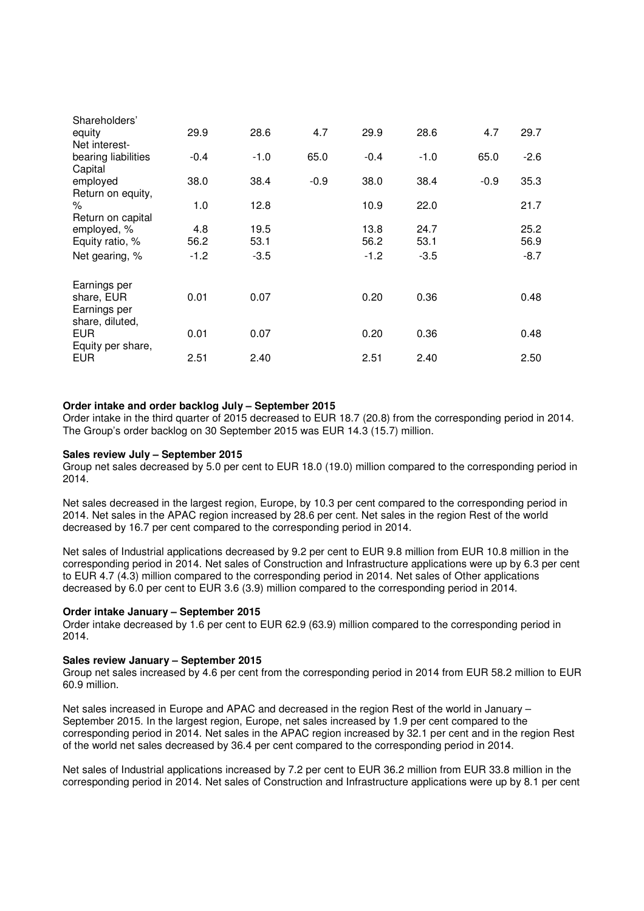| | | | | | | | |
|---|---|---|---|---|---|---|---|
| Shareholders' equity | 29.9 | 28.6 | 4.7 | 29.9 | 28.6 | 4.7 | 29.7 |
| Net interest-bearing liabilities | -0.4 | -1.0 | 65.0 | -0.4 | -1.0 | 65.0 | -2.6 |
| Capital employed | 38.0 | 38.4 | -0.9 | 38.0 | 38.4 | -0.9 | 35.3 |
| Return on equity, % | 1.0 | 12.8 | | 10.9 | 22.0 | | 21.7 |
| Return on capital employed, % | 4.8 | 19.5 | | 13.8 | 24.7 | | 25.2 |
| Equity ratio, % | 56.2 | 53.1 | | 56.2 | 53.1 | | 56.9 |
| Net gearing, % | -1.2 | -3.5 | | -1.2 | -3.5 | | -8.7 |
| Earnings per share, EUR | 0.01 | 0.07 | | 0.20 | 0.36 | | 0.48 |
| Earnings per share, diluted, EUR | 0.01 | 0.07 | | 0.20 | 0.36 | | 0.48 |
| Equity per share, EUR | 2.51 | 2.40 | | 2.51 | 2.40 | | 2.50 |

**Order intake and order backlog July – September 2015**
Order intake in the third quarter of 2015 decreased to EUR 18.7 (20.8) from the corresponding period in 2014. The Group's order backlog on 30 September 2015 was EUR 14.3 (15.7) million.

**Sales review July – September 2015**
Group net sales decreased by 5.0 per cent to EUR 18.0 (19.0) million compared to the corresponding period in 2014.

Net sales decreased in the largest region, Europe, by 10.3 per cent compared to the corresponding period in 2014. Net sales in the APAC region increased by 28.6 per cent. Net sales in the region Rest of the world decreased by 16.7 per cent compared to the corresponding period in 2014.

Net sales of Industrial applications decreased by 9.2 per cent to EUR 9.8 million from EUR 10.8 million in the corresponding period in 2014. Net sales of Construction and Infrastructure applications were up by 6.3 per cent to EUR 4.7 (4.3) million compared to the corresponding period in 2014. Net sales of Other applications decreased by 6.0 per cent to EUR 3.6 (3.9) million compared to the corresponding period in 2014.

**Order intake January – September 2015**
Order intake decreased by 1.6 per cent to EUR 62.9 (63.9) million compared to the corresponding period in 2014.

**Sales review January – September 2015**
Group net sales increased by 4.6 per cent from the corresponding period in 2014 from EUR 58.2 million to EUR 60.9 million.

Net sales increased in Europe and APAC and decreased in the region Rest of the world in January – September 2015. In the largest region, Europe, net sales increased by 1.9 per cent compared to the corresponding period in 2014. Net sales in the APAC region increased by 32.1 per cent and in the region Rest of the world net sales decreased by 36.4 per cent compared to the corresponding period in 2014.

Net sales of Industrial applications increased by 7.2 per cent to EUR 36.2 million from EUR 33.8 million in the corresponding period in 2014. Net sales of Construction and Infrastructure applications were up by 8.1 per cent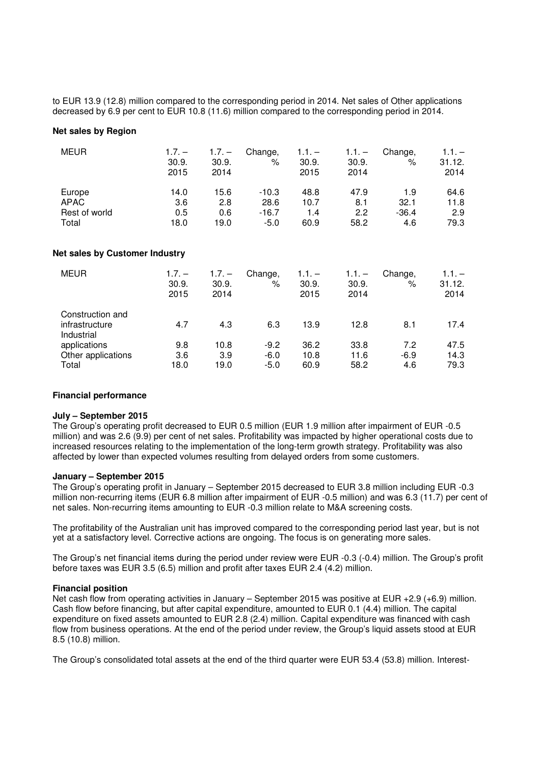to EUR 13.9 (12.8) million compared to the corresponding period in 2014. Net sales of Other applications decreased by 6.9 per cent to EUR 10.8 (11.6) million compared to the corresponding period in 2014.

**Net sales by Region**

| MEUR | 1.7. – 30.9. 2015 | 1.7. – 30.9. 2014 | Change, % | 1.1. – 30.9. 2015 | 1.1. – 30.9. 2014 | Change, % | 1.1. – 31.12. 2014 |
|---|---|---|---|---|---|---|---|
| Europe | 14.0 | 15.6 | -10.3 | 48.8 | 47.9 | 1.9 | 64.6 |
| APAC | 3.6 | 2.8 | 28.6 | 10.7 | 8.1 | 32.1 | 11.8 |
| Rest of world | 0.5 | 0.6 | -16.7 | 1.4 | 2.2 | -36.4 | 2.9 |
| Total | 18.0 | 19.0 | -5.0 | 60.9 | 58.2 | 4.6 | 79.3 |

**Net sales by Customer Industry**

| MEUR | 1.7. – 30.9. 2015 | 1.7. – 30.9. 2014 | Change, % | 1.1. – 30.9. 2015 | 1.1. – 30.9. 2014 | Change, % | 1.1. – 31.12. 2014 |
|---|---|---|---|---|---|---|---|
| Construction and infrastructure | 4.7 | 4.3 | 6.3 | 13.9 | 12.8 | 8.1 | 17.4 |
| Industrial applications | 9.8 | 10.8 | -9.2 | 36.2 | 33.8 | 7.2 | 47.5 |
| Other applications | 3.6 | 3.9 | -6.0 | 10.8 | 11.6 | -6.9 | 14.3 |
| Total | 18.0 | 19.0 | -5.0 | 60.9 | 58.2 | 4.6 | 79.3 |

**Financial performance**

**July – September 2015**

The Group's operating profit decreased to EUR 0.5 million (EUR 1.9 million after impairment of EUR -0.5 million) and was 2.6 (9.9) per cent of net sales. Profitability was impacted by higher operational costs due to increased resources relating to the implementation of the long-term growth strategy. Profitability was also affected by lower than expected volumes resulting from delayed orders from some customers.

**January – September 2015**

The Group's operating profit in January – September 2015 decreased to EUR 3.8 million including EUR -0.3 million non-recurring items (EUR 6.8 million after impairment of EUR -0.5 million) and was 6.3 (11.7) per cent of net sales. Non-recurring items amounting to EUR -0.3 million relate to M&A screening costs.

The profitability of the Australian unit has improved compared to the corresponding period last year, but is not yet at a satisfactory level. Corrective actions are ongoing. The focus is on generating more sales.

The Group's net financial items during the period under review were EUR -0.3 (-0.4) million. The Group's profit before taxes was EUR 3.5 (6.5) million and profit after taxes EUR 2.4 (4.2) million.

**Financial position**

Net cash flow from operating activities in January – September 2015 was positive at EUR +2.9 (+6.9) million. Cash flow before financing, but after capital expenditure, amounted to EUR 0.1 (4.4) million. The capital expenditure on fixed assets amounted to EUR 2.8 (2.4) million. Capital expenditure was financed with cash flow from business operations. At the end of the period under review, the Group's liquid assets stood at EUR 8.5 (10.8) million.

The Group's consolidated total assets at the end of the third quarter were EUR 53.4 (53.8) million. Interest-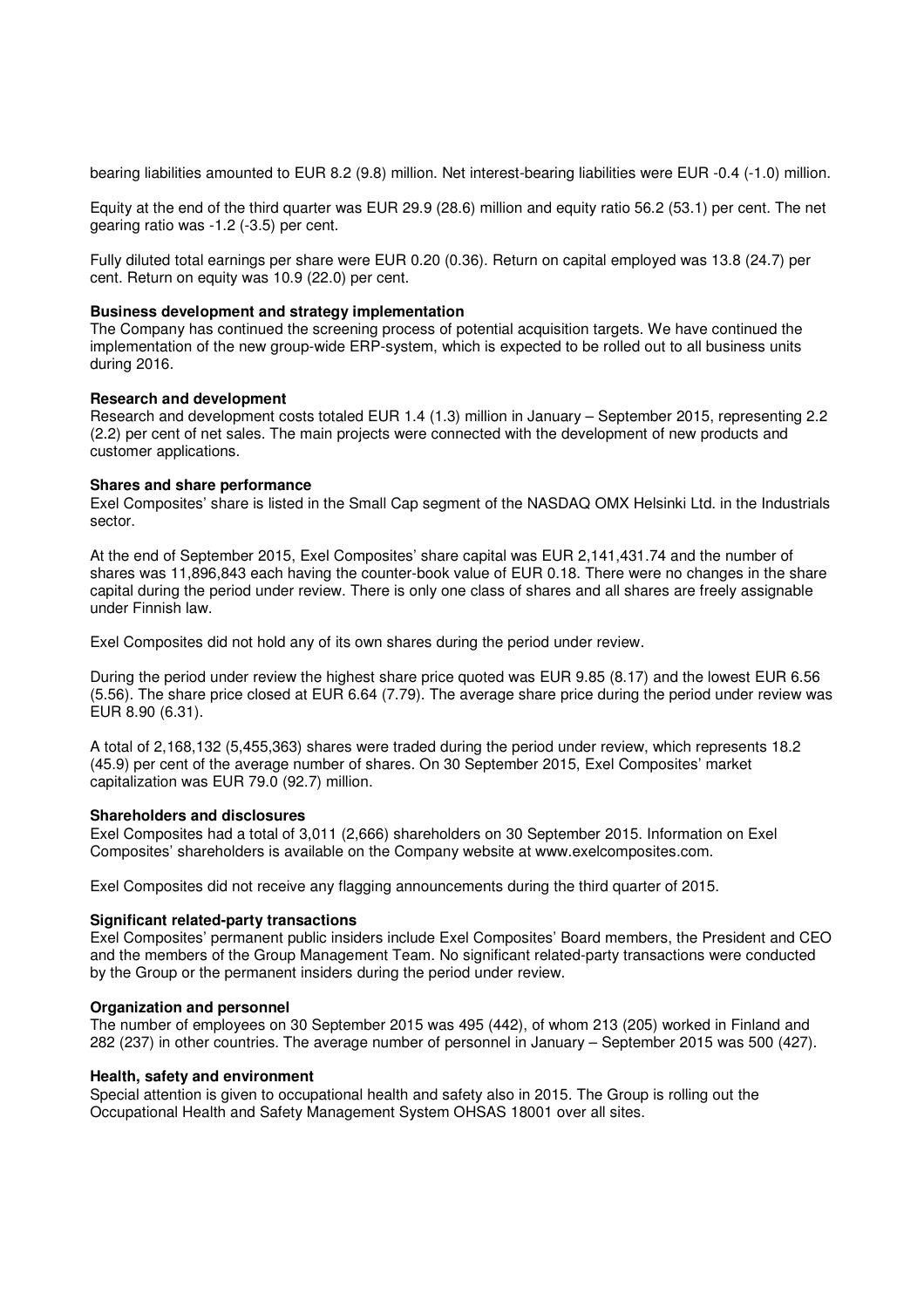bearing liabilities amounted to EUR 8.2 (9.8) million. Net interest-bearing liabilities were EUR -0.4 (-1.0) million.

Equity at the end of the third quarter was EUR 29.9 (28.6) million and equity ratio 56.2 (53.1) per cent. The net gearing ratio was -1.2 (-3.5) per cent.

Fully diluted total earnings per share were EUR 0.20 (0.36). Return on capital employed was 13.8 (24.7) per cent. Return on equity was 10.9 (22.0) per cent.

**Business development and strategy implementation**
The Company has continued the screening process of potential acquisition targets. We have continued the implementation of the new group-wide ERP-system, which is expected to be rolled out to all business units during 2016.

**Research and development**
Research and development costs totaled EUR 1.4 (1.3) million in January – September 2015, representing 2.2 (2.2) per cent of net sales. The main projects were connected with the development of new products and customer applications.

**Shares and share performance**
Exel Composites' share is listed in the Small Cap segment of the NASDAQ OMX Helsinki Ltd. in the Industrials sector.

At the end of September 2015, Exel Composites' share capital was EUR 2,141,431.74 and the number of shares was 11,896,843 each having the counter-book value of EUR 0.18. There were no changes in the share capital during the period under review. There is only one class of shares and all shares are freely assignable under Finnish law.

Exel Composites did not hold any of its own shares during the period under review.

During the period under review the highest share price quoted was EUR 9.85 (8.17) and the lowest EUR 6.56 (5.56). The share price closed at EUR 6.64 (7.79). The average share price during the period under review was EUR 8.90 (6.31).

A total of 2,168,132 (5,455,363) shares were traded during the period under review, which represents 18.2 (45.9) per cent of the average number of shares. On 30 September 2015, Exel Composites' market capitalization was EUR 79.0 (92.7) million.

**Shareholders and disclosures**
Exel Composites had a total of 3,011 (2,666) shareholders on 30 September 2015. Information on Exel Composites' shareholders is available on the Company website at www.exelcomposites.com.

Exel Composites did not receive any flagging announcements during the third quarter of 2015.

**Significant related-party transactions**
Exel Composites' permanent public insiders include Exel Composites' Board members, the President and CEO and the members of the Group Management Team. No significant related-party transactions were conducted by the Group or the permanent insiders during the period under review.

**Organization and personnel**
The number of employees on 30 September 2015 was 495 (442), of whom 213 (205) worked in Finland and 282 (237) in other countries. The average number of personnel in January – September 2015 was 500 (427).

**Health, safety and environment**
Special attention is given to occupational health and safety also in 2015. The Group is rolling out the Occupational Health and Safety Management System OHSAS 18001 over all sites.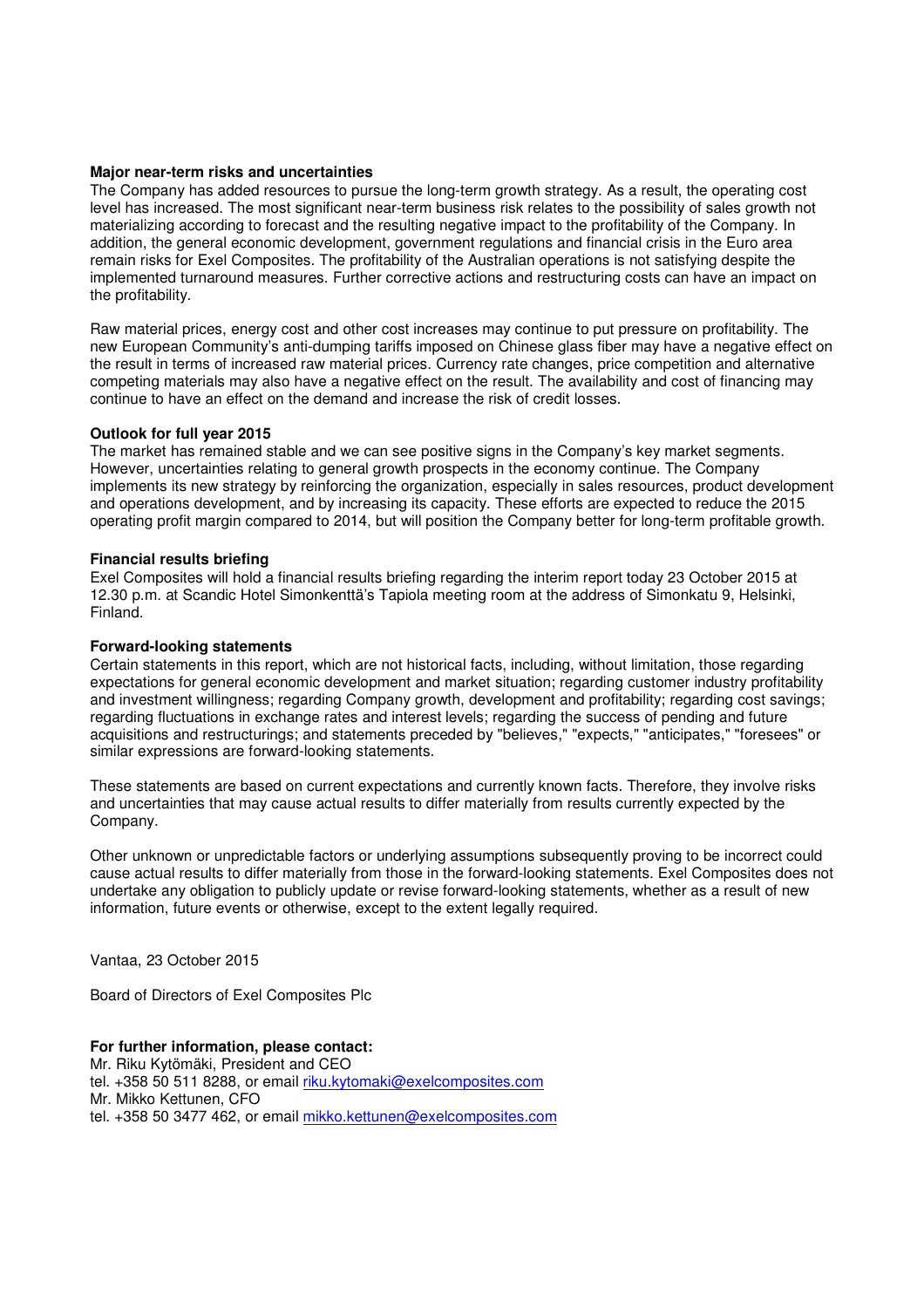**Major near-term risks and uncertainties**

The Company has added resources to pursue the long-term growth strategy. As a result, the operating cost level has increased. The most significant near-term business risk relates to the possibility of sales growth not materializing according to forecast and the resulting negative impact to the profitability of the Company. In addition, the general economic development, government regulations and financial crisis in the Euro area remain risks for Exel Composites. The profitability of the Australian operations is not satisfying despite the implemented turnaround measures. Further corrective actions and restructuring costs can have an impact on the profitability.

Raw material prices, energy cost and other cost increases may continue to put pressure on profitability. The new European Community's anti-dumping tariffs imposed on Chinese glass fiber may have a negative effect on the result in terms of increased raw material prices. Currency rate changes, price competition and alternative competing materials may also have a negative effect on the result. The availability and cost of financing may continue to have an effect on the demand and increase the risk of credit losses.

**Outlook for full year 2015**

The market has remained stable and we can see positive signs in the Company's key market segments. However, uncertainties relating to general growth prospects in the economy continue. The Company implements its new strategy by reinforcing the organization, especially in sales resources, product development and operations development, and by increasing its capacity. These efforts are expected to reduce the 2015 operating profit margin compared to 2014, but will position the Company better for long-term profitable growth.

**Financial results briefing**

Exel Composites will hold a financial results briefing regarding the interim report today 23 October 2015 at 12.30 p.m. at Scandic Hotel Simonkenttä's Tapiola meeting room at the address of Simonkatu 9, Helsinki, Finland.

**Forward-looking statements**

Certain statements in this report, which are not historical facts, including, without limitation, those regarding expectations for general economic development and market situation; regarding customer industry profitability and investment willingness; regarding Company growth, development and profitability; regarding cost savings; regarding fluctuations in exchange rates and interest levels; regarding the success of pending and future acquisitions and restructurings; and statements preceded by "believes," "expects," "anticipates," "foresees" or similar expressions are forward-looking statements.

These statements are based on current expectations and currently known facts. Therefore, they involve risks and uncertainties that may cause actual results to differ materially from results currently expected by the Company.

Other unknown or unpredictable factors or underlying assumptions subsequently proving to be incorrect could cause actual results to differ materially from those in the forward-looking statements. Exel Composites does not undertake any obligation to publicly update or revise forward-looking statements, whether as a result of new information, future events or otherwise, except to the extent legally required.

Vantaa, 23 October 2015

Board of Directors of Exel Composites Plc

**For further information, please contact:**

Mr. Riku Kytömäki, President and CEO
tel. +358 50 511 8288, or email riku.kytomaki@exelcomposites.com
Mr. Mikko Kettunen, CFO
tel. +358 50 3477 462, or email mikko.kettunen@exelcomposites.com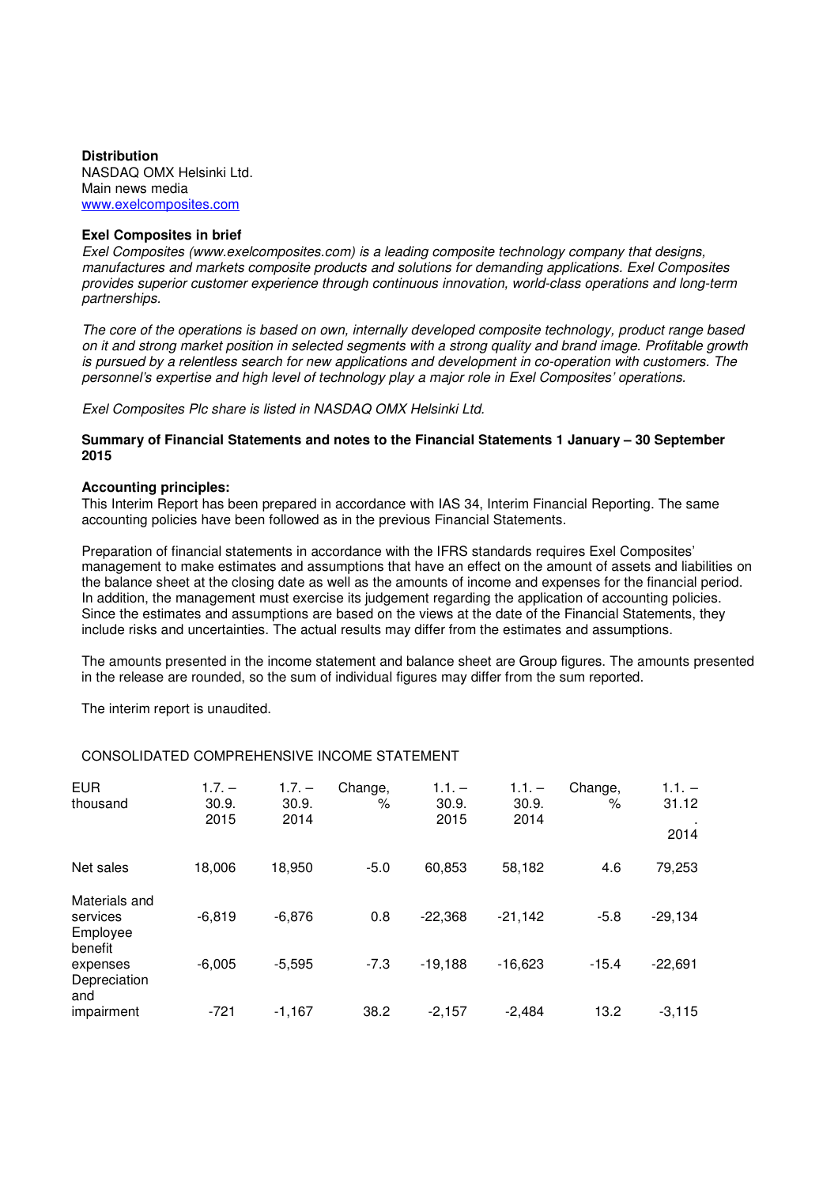**Distribution**
NASDAQ OMX Helsinki Ltd.
Main news media
www.exelcomposites.com

**Exel Composites in brief**
*Exel Composites (www.exelcomposites.com) is a leading composite technology company that designs, manufactures and markets composite products and solutions for demanding applications. Exel Composites provides superior customer experience through continuous innovation, world-class operations and long-term partnerships.*

*The core of the operations is based on own, internally developed composite technology, product range based on it and strong market position in selected segments with a strong quality and brand image. Profitable growth is pursued by a relentless search for new applications and development in co-operation with customers. The personnel's expertise and high level of technology play a major role in Exel Composites' operations.*

*Exel Composites Plc share is listed in NASDAQ OMX Helsinki Ltd.*

**Summary of Financial Statements and notes to the Financial Statements 1 January – 30 September 2015**

**Accounting principles:**
This Interim Report has been prepared in accordance with IAS 34, Interim Financial Reporting. The same accounting policies have been followed as in the previous Financial Statements.

Preparation of financial statements in accordance with the IFRS standards requires Exel Composites' management to make estimates and assumptions that have an effect on the amount of assets and liabilities on the balance sheet at the closing date as well as the amounts of income and expenses for the financial period. In addition, the management must exercise its judgement regarding the application of accounting policies. Since the estimates and assumptions are based on the views at the date of the Financial Statements, they include risks and uncertainties. The actual results may differ from the estimates and assumptions.

The amounts presented in the income statement and balance sheet are Group figures. The amounts presented in the release are rounded, so the sum of individual figures may differ from the sum reported.

The interim report is unaudited.

CONSOLIDATED COMPREHENSIVE INCOME STATEMENT

| EUR thousand | 1.7. – 30.9. 2015 | 1.7. – 30.9. 2014 | Change, % | 1.1. – 30.9. 2015 | 1.1. – 30.9. 2014 | Change, % | 1.1. – 31.12. 2014 |
|---|---|---|---|---|---|---|---|
| Net sales | 18,006 | 18,950 | -5.0 | 60,853 | 58,182 | 4.6 | 79,253 |
| Materials and services | -6,819 | -6,876 | 0.8 | -22,368 | -21,142 | -5.8 | -29,134 |
| Employee benefit expenses | -6,005 | -5,595 | -7.3 | -19,188 | -16,623 | -15.4 | -22,691 |
| Depreciation and impairment | -721 | -1,167 | 38.2 | -2,157 | -2,484 | 13.2 | -3,115 |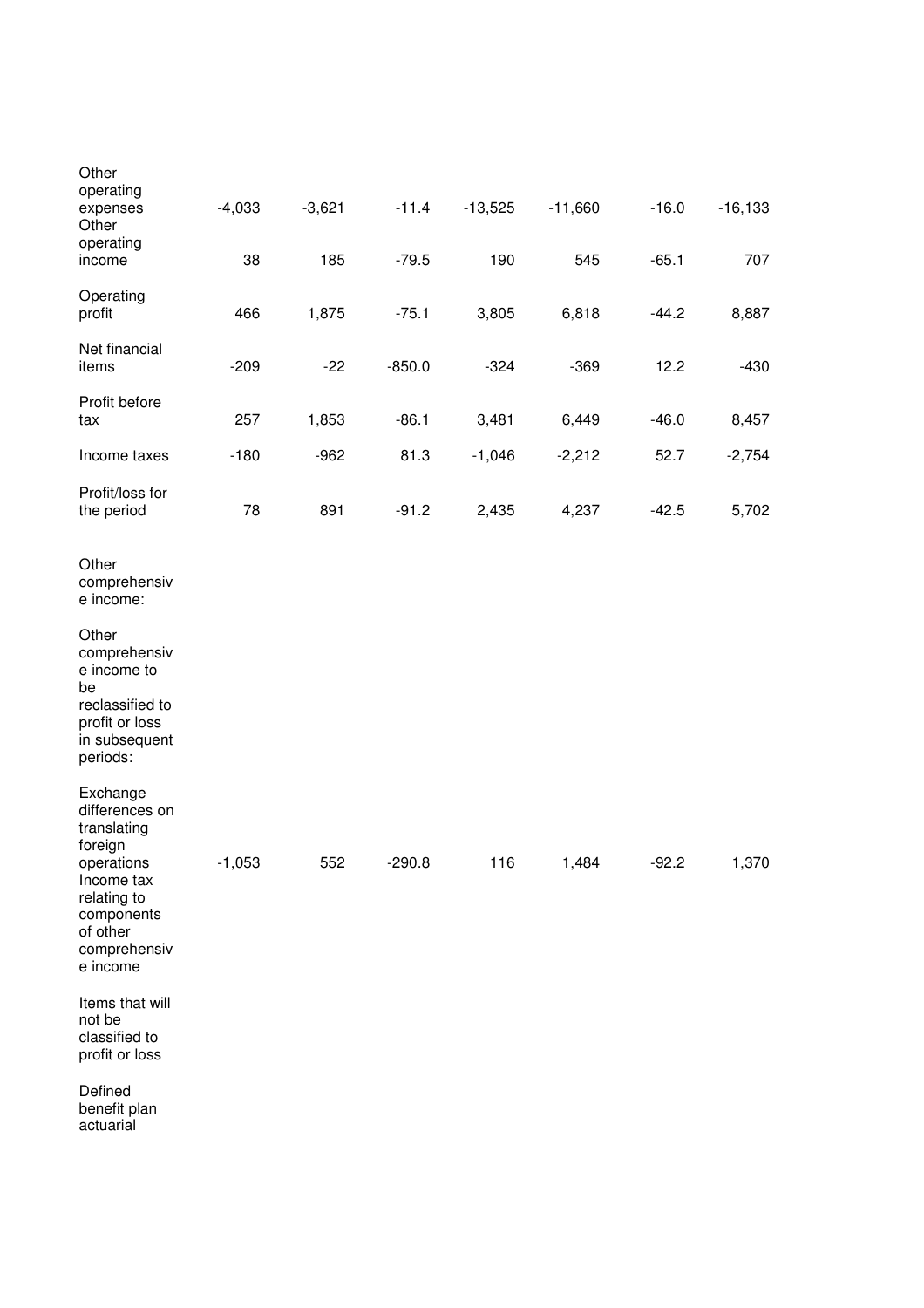| | | | | | | | |
|---|---|---|---|---|---|---|---|
| Other operating expenses | -4,033 | -3,621 | -11.4 | -13,525 | -11,660 | -16.0 | -16,133 |
| Other operating income | 38 | 185 | -79.5 | 190 | 545 | -65.1 | 707 |
| Operating profit | 466 | 1,875 | -75.1 | 3,805 | 6,818 | -44.2 | 8,887 |
| Net financial items | -209 | -22 | -850.0 | -324 | -369 | 12.2 | -430 |
| Profit before tax | 257 | 1,853 | -86.1 | 3,481 | 6,449 | -46.0 | 8,457 |
| Income taxes | -180 | -962 | 81.3 | -1,046 | -2,212 | 52.7 | -2,754 |
| Profit/loss for the period | 78 | 891 | -91.2 | 2,435 | 4,237 | -42.5 | 5,702 |
| Other comprehensive income: | | | | | | | |
| Other comprehensive income to be reclassified to profit or loss in subsequent periods: | | | | | | | |
| Exchange differences on translating foreign operations | -1,053 | 552 | -290.8 | 116 | 1,484 | -92.2 | 1,370 |
| Income tax relating to components of other comprehensive income | | | | | | | |
| Items that will not be classified to profit or loss | | | | | | | |
| Defined benefit plan actuarial | | | | | | | |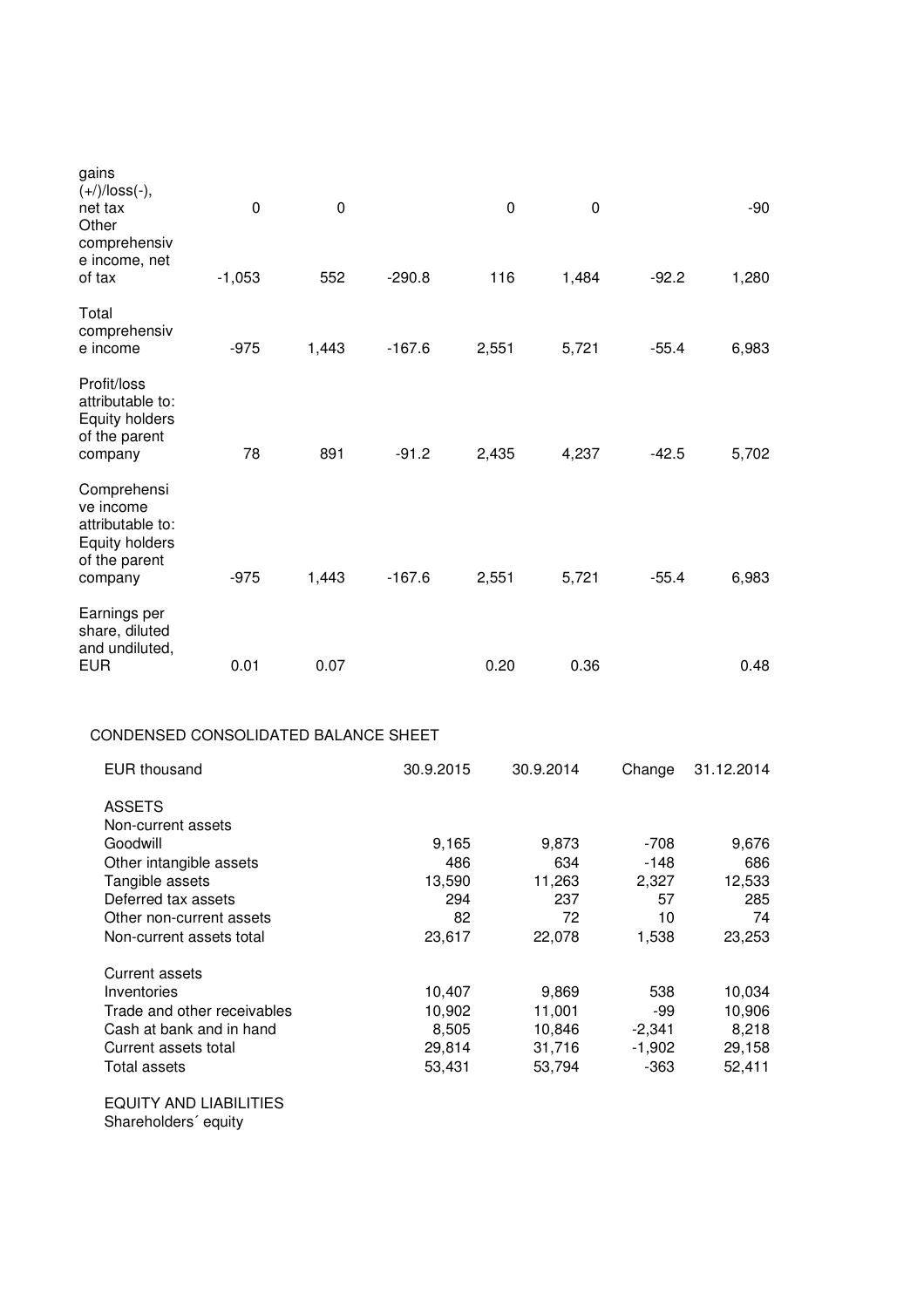| | | | | | | | |
|---|---|---|---|---|---|---|---|
| gains (+/)/loss(-), net tax | 0 | 0 | | 0 | 0 | | -90 |
| Other comprehensive income, net of tax | -1,053 | 552 | -290.8 | 116 | 1,484 | -92.2 | 1,280 |
| Total comprehensive income | -975 | 1,443 | -167.6 | 2,551 | 5,721 | -55.4 | 6,983 |
| Profit/loss attributable to: Equity holders of the parent company | 78 | 891 | -91.2 | 2,435 | 4,237 | -42.5 | 5,702 |
| Comprehensive income attributable to: Equity holders of the parent company | -975 | 1,443 | -167.6 | 2,551 | 5,721 | -55.4 | 6,983 |
| Earnings per share, diluted and undiluted, EUR | 0.01 | 0.07 | | 0.20 | 0.36 | | 0.48 |

CONDENSED CONSOLIDATED BALANCE SHEET

| EUR thousand | 30.9.2015 | 30.9.2014 | Change | 31.12.2014 |
|---|---|---|---|---|
| ASSETS | | | | |
| Non-current assets | | | | |
| Goodwill | 9,165 | 9,873 | -708 | 9,676 |
| Other intangible assets | 486 | 634 | -148 | 686 |
| Tangible assets | 13,590 | 11,263 | 2,327 | 12,533 |
| Deferred tax assets | 294 | 237 | 57 | 285 |
| Other non-current assets | 82 | 72 | 10 | 74 |
| Non-current assets total | 23,617 | 22,078 | 1,538 | 23,253 |
| Current assets | | | | |
| Inventories | 10,407 | 9,869 | 538 | 10,034 |
| Trade and other receivables | 10,902 | 11,001 | -99 | 10,906 |
| Cash at bank and in hand | 8,505 | 10,846 | -2,341 | 8,218 |
| Current assets total | 29,814 | 31,716 | -1,902 | 29,158 |
| Total assets | 53,431 | 53,794 | -363 | 52,411 |
| EQUITY AND LIABILITIES | | | | |
| Shareholders´ equity | | | | |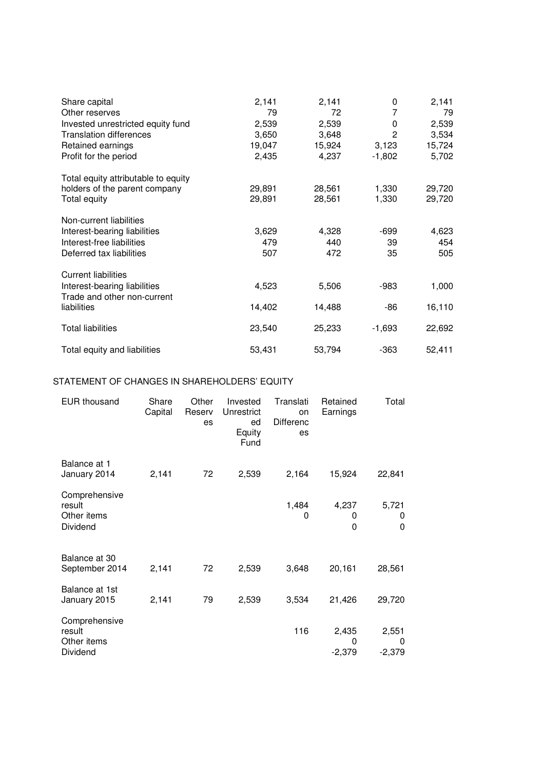| | | | | |
|---|---|---|---|---|
| Share capital | 2,141 | 2,141 | 0 | 2,141 |
| Other reserves | 79 | 72 | 7 | 79 |
| Invested unrestricted equity fund | 2,539 | 2,539 | 0 | 2,539 |
| Translation differences | 3,650 | 3,648 | 2 | 3,534 |
| Retained earnings | 19,047 | 15,924 | 3,123 | 15,724 |
| Profit for the period | 2,435 | 4,237 | -1,802 | 5,702 |
| | | | | |
| Total equity attributable to equity holders of the parent company | 29,891 | 28,561 | 1,330 | 29,720 |
| Total equity | 29,891 | 28,561 | 1,330 | 29,720 |
| | | | | |
| Non-current liabilities | | | | |
| Interest-bearing liabilities | 3,629 | 4,328 | -699 | 4,623 |
| Interest-free liabilities | 479 | 440 | 39 | 454 |
| Deferred tax liabilities | 507 | 472 | 35 | 505 |
| | | | | |
| Current liabilities | | | | |
| Interest-bearing liabilities | 4,523 | 5,506 | -983 | 1,000 |
| Trade and other non-current liabilities | 14,402 | 14,488 | -86 | 16,110 |
| | | | | |
| Total liabilities | 23,540 | 25,233 | -1,693 | 22,692 |
| | | | | |
| Total equity and liabilities | 53,431 | 53,794 | -363 | 52,411 |

STATEMENT OF CHANGES IN SHAREHOLDERS' EQUITY

| EUR thousand | Share Capital | Other Reserves | Invested Unrestricted Equity Fund | Translation Differences | Retained Earnings | Total |
|---|---|---|---|---|---|---|
| Balance at 1 January 2014 | 2,141 | 72 | 2,539 | 2,164 | 15,924 | 22,841 |
| Comprehensive result | | | | 1,484 | 4,237 | 5,721 |
| Other items | | | | 0 | 0 | 0 |
| Dividend | | | | | 0 | 0 |
| Balance at 30 September 2014 | 2,141 | 72 | 2,539 | 3,648 | 20,161 | 28,561 |
| Balance at 1st January 2015 | 2,141 | 79 | 2,539 | 3,534 | 21,426 | 29,720 |
| Comprehensive result | | | | 116 | 2,435 | 2,551 |
| Other items | | | | | 0 | 0 |
| Dividend | | | | | -2,379 | -2,379 |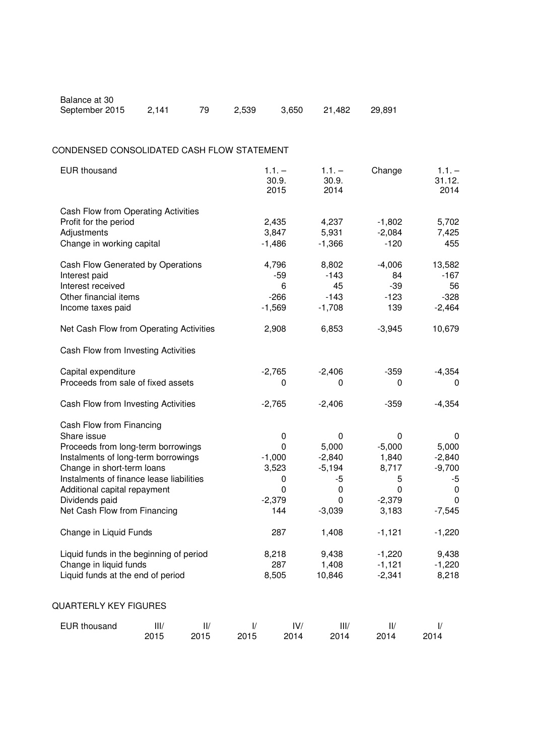| Balance at 30 September 2015 | 2,141 | 79 | 2,539 | 3,650 | 21,482 | 29,891 |
|---|---|---|---|---|---|---|

CONDENSED CONSOLIDATED CASH FLOW STATEMENT

| EUR thousand | 1.1. – 30.9. 2015 | 1.1. – 30.9. 2014 | Change | 1.1. – 31.12. 2014 |
|---|---|---|---|---|
| Cash Flow from Operating Activities | | | | |
| Profit for the period | 2,435 | 4,237 | -1,802 | 5,702 |
| Adjustments | 3,847 | 5,931 | -2,084 | 7,425 |
| Change in working capital | -1,486 | -1,366 | -120 | 455 |
| Cash Flow Generated by Operations | 4,796 | 8,802 | -4,006 | 13,582 |
| Interest paid | -59 | -143 | 84 | -167 |
| Interest received | 6 | 45 | -39 | 56 |
| Other financial items | -266 | -143 | -123 | -328 |
| Income taxes paid | -1,569 | -1,708 | 139 | -2,464 |
| Net Cash Flow from Operating Activities | 2,908 | 6,853 | -3,945 | 10,679 |
| Cash Flow from Investing Activities | | | | |
| Capital expenditure | -2,765 | -2,406 | -359 | -4,354 |
| Proceeds from sale of fixed assets | 0 | 0 | 0 | 0 |
| Cash Flow from Investing Activities | -2,765 | -2,406 | -359 | -4,354 |
| Cash Flow from Financing | | | | |
| Share issue | 0 | 0 | 0 | 0 |
| Proceeds from long-term borrowings | 0 | 5,000 | -5,000 | 5,000 |
| Instalments of long-term borrowings | -1,000 | -2,840 | 1,840 | -2,840 |
| Change in short-term loans | 3,523 | -5,194 | 8,717 | -9,700 |
| Instalments of finance lease liabilities | 0 | -5 | 5 | -5 |
| Additional capital repayment | 0 | 0 | 0 | 0 |
| Dividends paid | -2,379 | 0 | -2,379 | 0 |
| Net Cash Flow from Financing | 144 | -3,039 | 3,183 | -7,545 |
| Change in Liquid Funds | 287 | 1,408 | -1,121 | -1,220 |
| Liquid funds in the beginning of period | 8,218 | 9,438 | -1,220 | 9,438 |
| Change in liquid funds | 287 | 1,408 | -1,121 | -1,220 |
| Liquid funds at the end of period | 8,505 | 10,846 | -2,341 | 8,218 |

QUARTERLY KEY FIGURES

| EUR thousand | III/ 2015 | II/ 2015 | I/ 2015 | IV/ 2014 | III/ 2014 | II/ 2014 | I/ 2014 |
|---|---|---|---|---|---|---|---|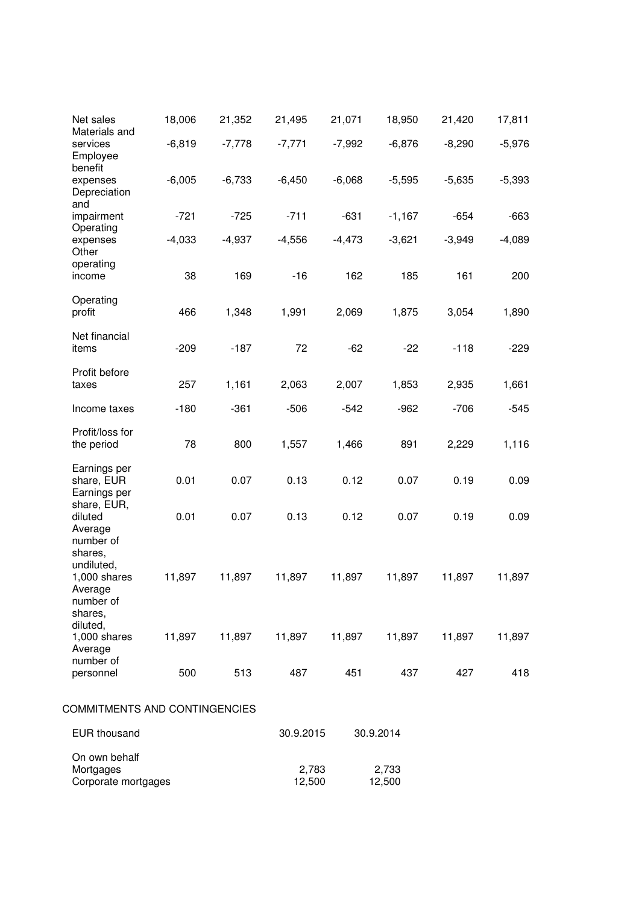| | | | | | | | |
|---|---|---|---|---|---|---|---|
| Net sales | 18,006 | 21,352 | 21,495 | 21,071 | 18,950 | 21,420 | 17,811 |
| Materials and services | -6,819 | -7,778 | -7,771 | -7,992 | -6,876 | -8,290 | -5,976 |
| Employee benefit expenses | -6,005 | -6,733 | -6,450 | -6,068 | -5,595 | -5,635 | -5,393 |
| Depreciation and impairment | -721 | -725 | -711 | -631 | -1,167 | -654 | -663 |
| Operating expenses | -4,033 | -4,937 | -4,556 | -4,473 | -3,621 | -3,949 | -4,089 |
| Other operating income | 38 | 169 | -16 | 162 | 185 | 161 | 200 |
| Operating profit | 466 | 1,348 | 1,991 | 2,069 | 1,875 | 3,054 | 1,890 |
| Net financial items | -209 | -187 | 72 | -62 | -22 | -118 | -229 |
| Profit before taxes | 257 | 1,161 | 2,063 | 2,007 | 1,853 | 2,935 | 1,661 |
| Income taxes | -180 | -361 | -506 | -542 | -962 | -706 | -545 |
| Profit/loss for the period | 78 | 800 | 1,557 | 1,466 | 891 | 2,229 | 1,116 |
| Earnings per share, EUR | 0.01 | 0.07 | 0.13 | 0.12 | 0.07 | 0.19 | 0.09 |
| Earnings per share, EUR, diluted | 0.01 | 0.07 | 0.13 | 0.12 | 0.07 | 0.19 | 0.09 |
| Average number of shares, undiluted, 1,000 shares | 11,897 | 11,897 | 11,897 | 11,897 | 11,897 | 11,897 | 11,897 |
| Average number of shares, diluted, 1,000 shares | 11,897 | 11,897 | 11,897 | 11,897 | 11,897 | 11,897 | 11,897 |
| Average number of personnel | 500 | 513 | 487 | 451 | 437 | 427 | 418 |

## COMMITMENTS AND CONTINGENCIES

| EUR thousand | 30.9.2015 | 30.9.2014 |
|---|---|---|
| On own behalf | | |
| Mortgages | 2,783 | 2,733 |
| Corporate mortgages | 12,500 | 12,500 |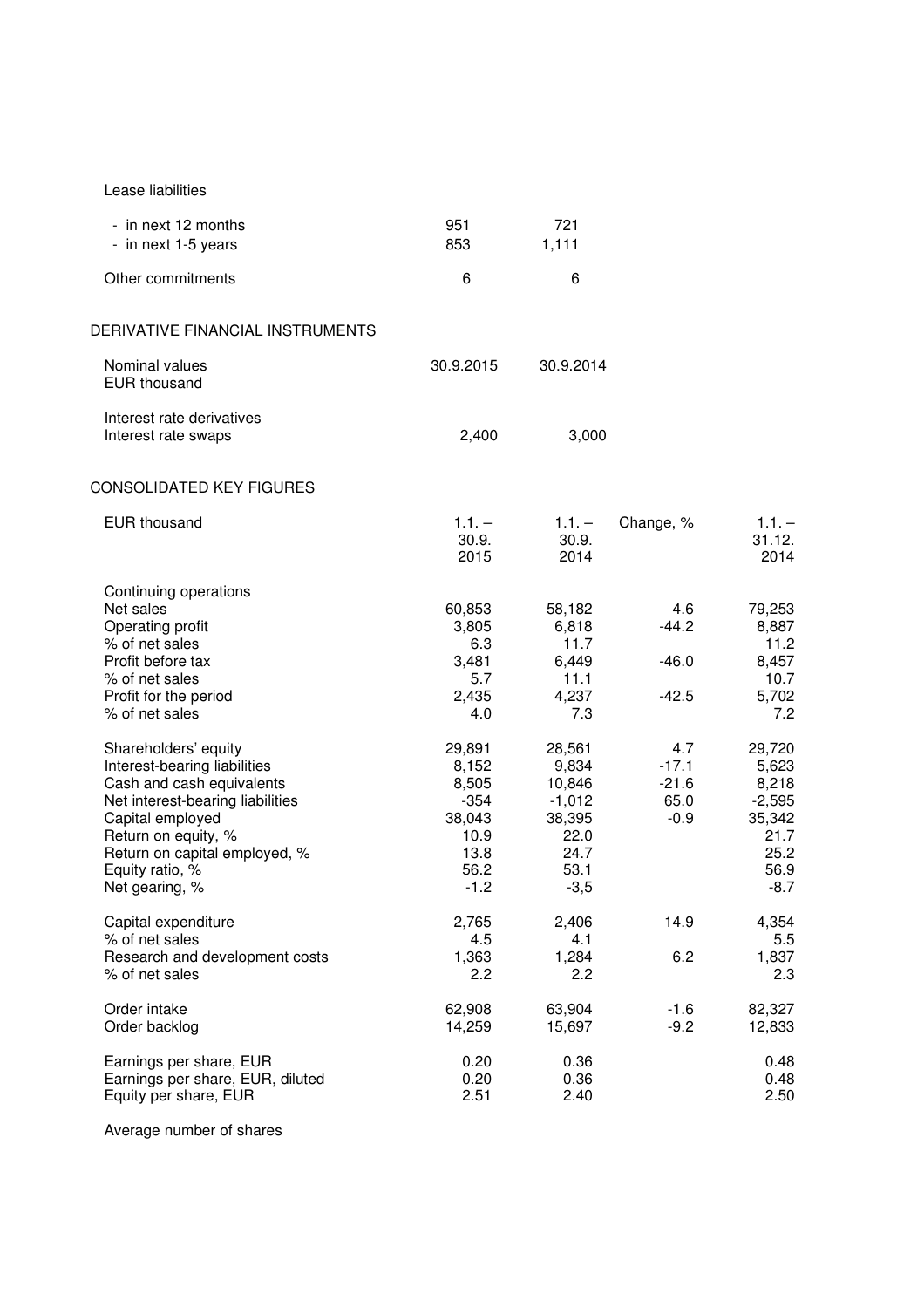Lease liabilities

| | | |
|---|---|---|
| - in next 12 months | 951 | 721 |
| - in next 1-5 years | 853 | 1,111 |
| Other commitments | 6 | 6 |

## DERIVATIVE FINANCIAL INSTRUMENTS

| Nominal values EUR thousand | 30.9.2015 | 30.9.2014 |
|---|---|---|
| Interest rate derivatives | | |
| Interest rate swaps | 2,400 | 3,000 |

## CONSOLIDATED KEY FIGURES

| EUR thousand | 1.1. – 30.9. 2015 | 1.1. – 30.9. 2014 | Change, % | 1.1. – 31.12. 2014 |
|---|---|---|---|---|
| Continuing operations | | | | |
| Net sales | 60,853 | 58,182 | 4.6 | 79,253 |
| Operating profit | 3,805 | 6,818 | -44.2 | 8,887 |
| % of net sales | 6.3 | 11.7 | | 11.2 |
| Profit before tax | 3,481 | 6,449 | -46.0 | 8,457 |
| % of net sales | 5.7 | 11.1 | | 10.7 |
| Profit for the period | 2,435 | 4,237 | -42.5 | 5,702 |
| % of net sales | 4.0 | 7.3 | | 7.2 |
| Shareholders' equity | 29,891 | 28,561 | 4.7 | 29,720 |
| Interest-bearing liabilities | 8,152 | 9,834 | -17.1 | 5,623 |
| Cash and cash equivalents | 8,505 | 10,846 | -21.6 | 8,218 |
| Net interest-bearing liabilities | -354 | -1,012 | 65.0 | -2,595 |
| Capital employed | 38,043 | 38,395 | -0.9 | 35,342 |
| Return on equity, % | 10.9 | 22.0 | | 21.7 |
| Return on capital employed, % | 13.8 | 24.7 | | 25.2 |
| Equity ratio, % | 56.2 | 53.1 | | 56.9 |
| Net gearing, % | -1.2 | -3,5 | | -8.7 |
| Capital expenditure | 2,765 | 2,406 | 14.9 | 4,354 |
| % of net sales | 4.5 | 4.1 | | 5.5 |
| Research and development costs | 1,363 | 1,284 | 6.2 | 1,837 |
| % of net sales | 2.2 | 2.2 | | 2.3 |
| Order intake | 62,908 | 63,904 | -1.6 | 82,327 |
| Order backlog | 14,259 | 15,697 | -9.2 | 12,833 |
| Earnings per share, EUR | 0.20 | 0.36 | | 0.48 |
| Earnings per share, EUR, diluted | 0.20 | 0.36 | | 0.48 |
| Equity per share, EUR | 2.51 | 2.40 | | 2.50 |

Average number of shares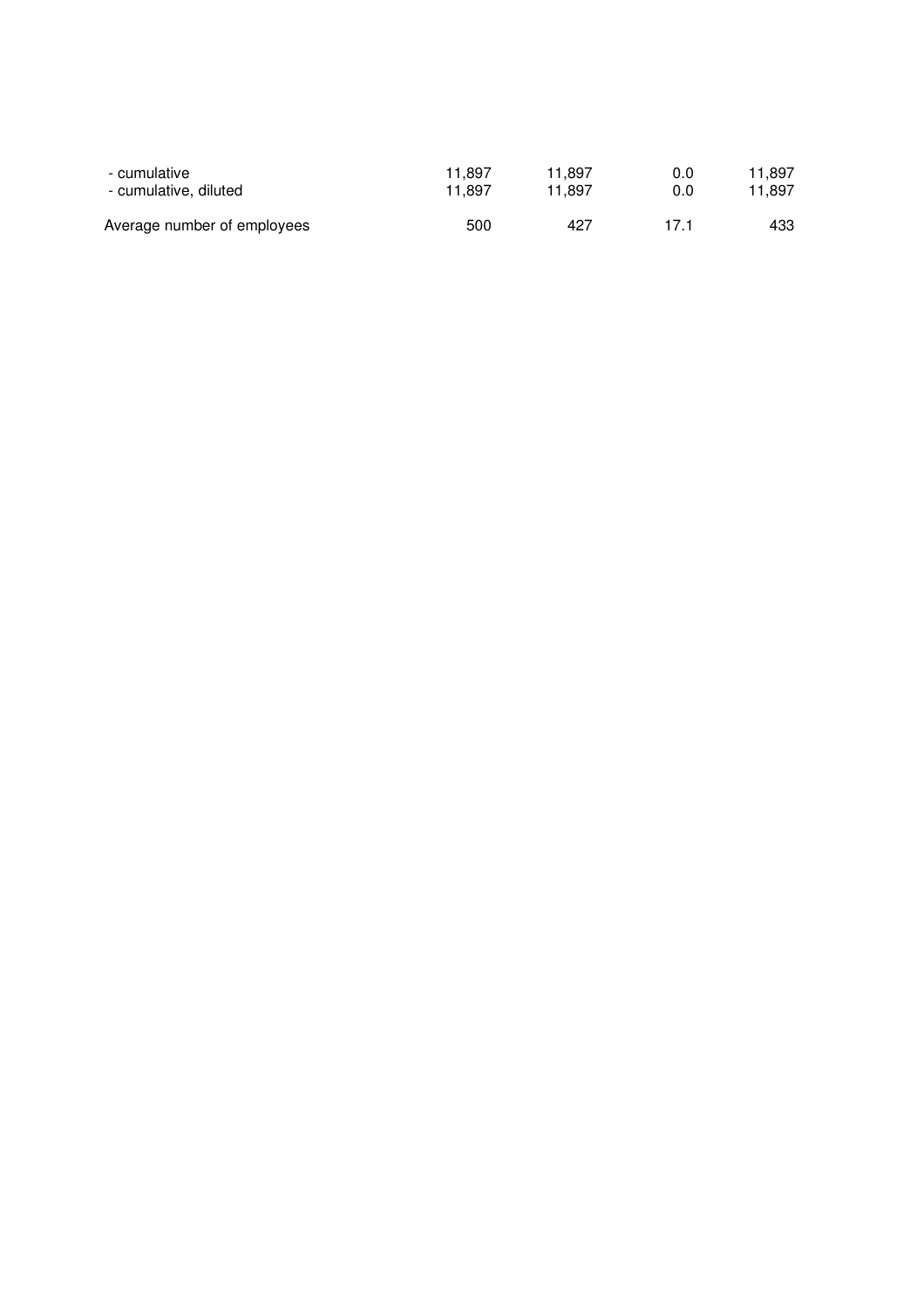| | | | | |
|---|---|---|---|---|
| - cumulative | 11,897 | 11,897 | 0.0 | 11,897 |
| - cumulative, diluted | 11,897 | 11,897 | 0.0 | 11,897 |
| | | | | |
| Average number of employees | 500 | 427 | 17.1 | 433 |